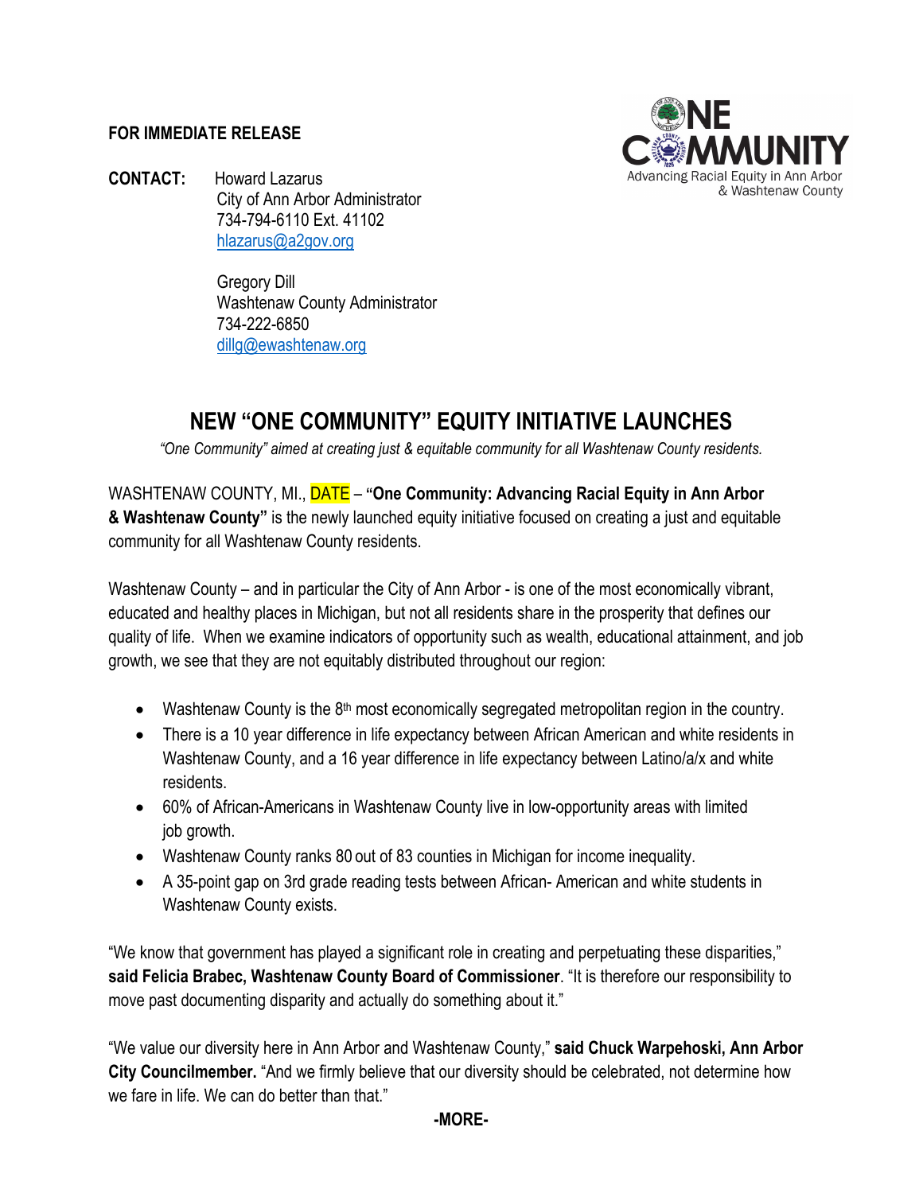**FOR IMMEDIATE RELEASE**

**CONTACT:** Howard Lazarus
City of Ann Arbor Administrator
734-794-6110 Ext. 41102
hlazarus@a2gov.org

Gregory Dill
Washtenaw County Administrator
734-222-6850
dillg@ewashtenaw.org

ONE COMMUNITY
Advancing Racial Equity in Ann Arbor & Washtenaw County

# NEW "ONE COMMUNITY" EQUITY INITIATIVE LAUNCHES

*"One Community" aimed at creating just & equitable community for all Washtenaw County residents.*

WASHTENAW COUNTY, MI., DATE – **"One Community: Advancing Racial Equity in Ann Arbor & Washtenaw County"** is the newly launched equity initiative focused on creating a just and equitable community for all Washtenaw County residents.

Washtenaw County – and in particular the City of Ann Arbor - is one of the most economically vibrant, educated and healthy places in Michigan, but not all residents share in the prosperity that defines our quality of life. When we examine indicators of opportunity such as wealth, educational attainment, and job growth, we see that they are not equitably distributed throughout our region:

- Washtenaw County is the 8th most economically segregated metropolitan region in the country.
- There is a 10 year difference in life expectancy between African American and white residents in Washtenaw County, and a 16 year difference in life expectancy between Latino/a/x and white residents.
- 60% of African-Americans in Washtenaw County live in low-opportunity areas with limited job growth.
- Washtenaw County ranks 80 out of 83 counties in Michigan for income inequality.
- A 35-point gap on 3rd grade reading tests between African- American and white students in Washtenaw County exists.

"We know that government has played a significant role in creating and perpetuating these disparities," **said Felicia Brabec, Washtenaw County Board of Commissioner**. "It is therefore our responsibility to move past documenting disparity and actually do something about it."

"We value our diversity here in Ann Arbor and Washtenaw County," **said Chuck Warpehoski, Ann Arbor City Councilmember.** "And we firmly believe that our diversity should be celebrated, not determine how we fare in life. We can do better than that."

**-MORE-**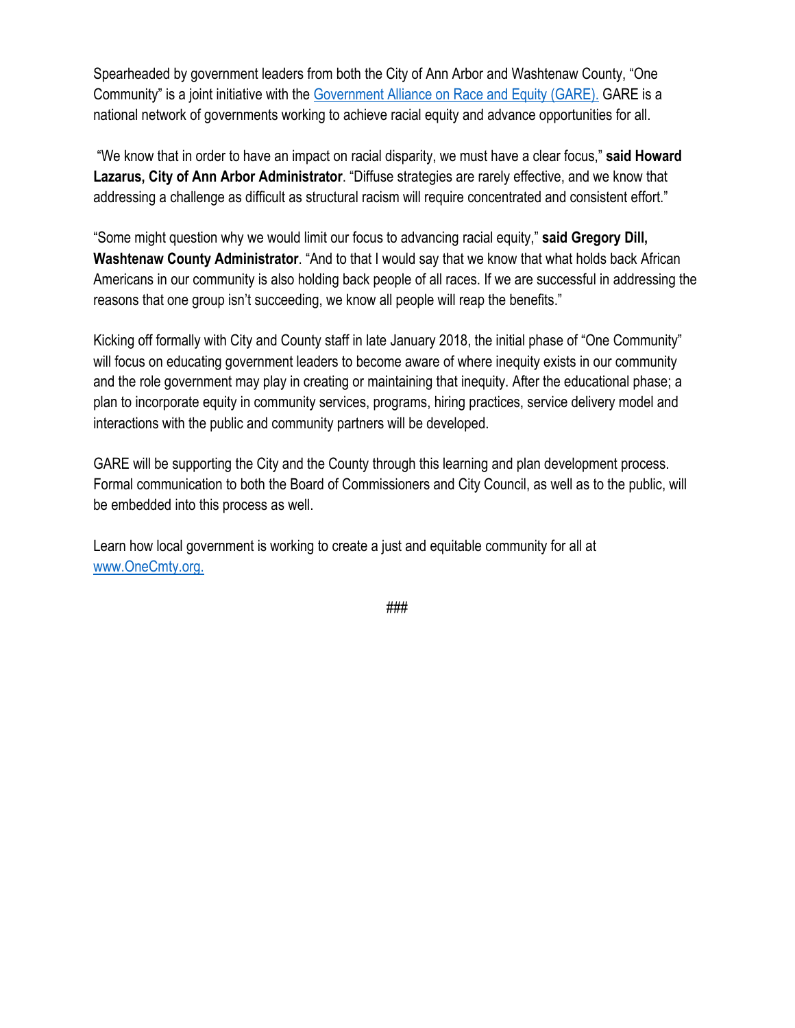Spearheaded by government leaders from both the City of Ann Arbor and Washtenaw County, "One Community" is a joint initiative with the [Government Alliance on Race and Equity (GARE).](#) GARE is a national network of governments working to achieve racial equity and advance opportunities for all.

"We know that in order to have an impact on racial disparity, we must have a clear focus," **said Howard Lazarus, City of Ann Arbor Administrator**. "Diffuse strategies are rarely effective, and we know that addressing a challenge as difficult as structural racism will require concentrated and consistent effort."

"Some might question why we would limit our focus to advancing racial equity," **said Gregory Dill, Washtenaw County Administrator**. "And to that I would say that we know that what holds back African Americans in our community is also holding back people of all races. If we are successful in addressing the reasons that one group isn't succeeding, we know all people will reap the benefits."

Kicking off formally with City and County staff in late January 2018, the initial phase of "One Community" will focus on educating government leaders to become aware of where inequity exists in our community and the role government may play in creating or maintaining that inequity. After the educational phase; a plan to incorporate equity in community services, programs, hiring practices, service delivery model and interactions with the public and community partners will be developed.

GARE will be supporting the City and the County through this learning and plan development process. Formal communication to both the Board of Commissioners and City Council, as well as to the public, will be embedded into this process as well.

Learn how local government is working to create a just and equitable community for all at [www.OneCmty.org.](http://www.OneCmty.org)

###